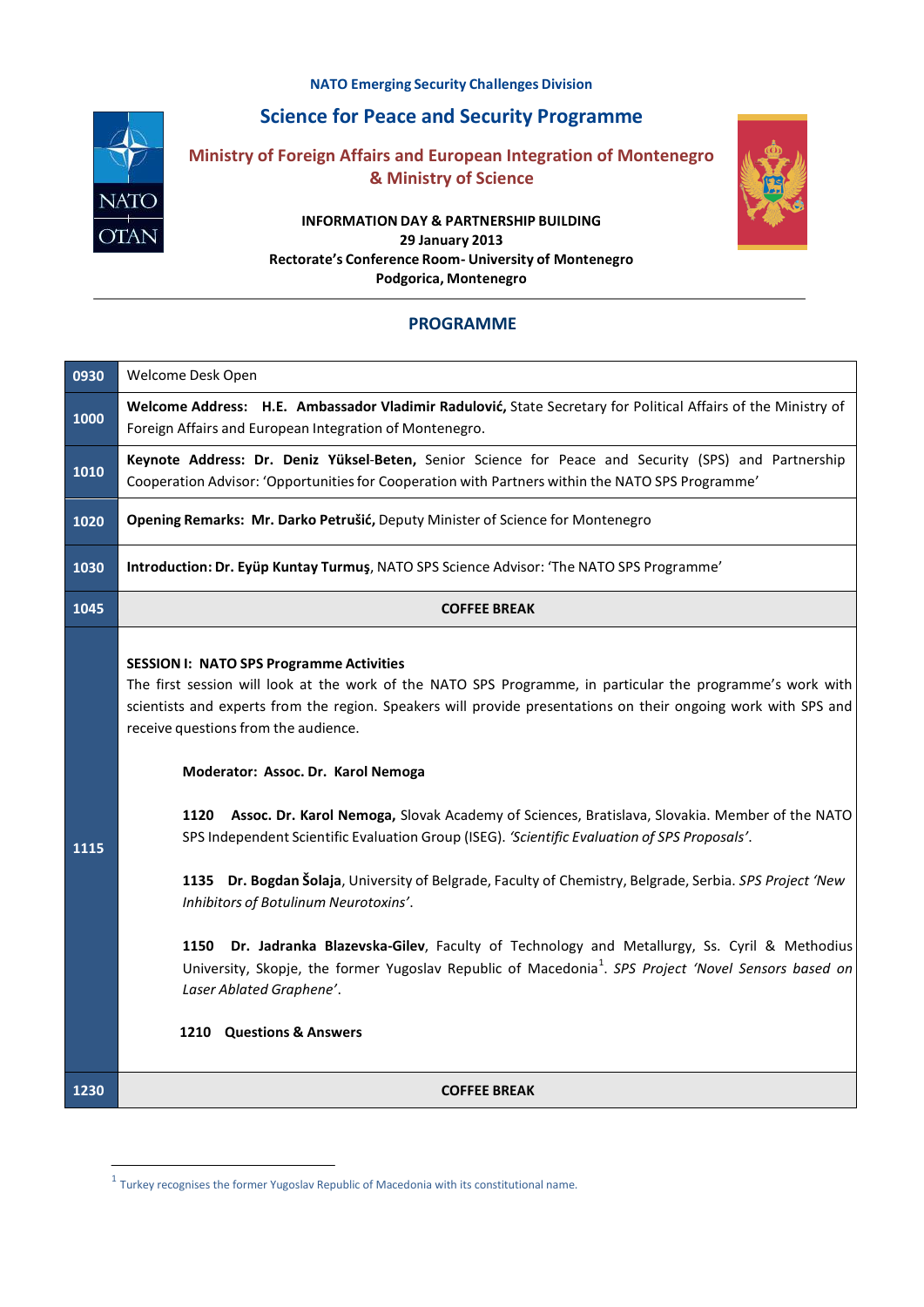NATO Emerging Security Challenges Division

# Science for Peace and Security Programme

## Ministry of Foreign Affairs and European Integration of Montenegro & Ministry of Science

**INFORMATION DAY & PARTNERSHIP BUILDING**
**29 January 2013**
**Rectorate's Conference Room- University of Montenegro**
**Podgorica, Montenegro**

---

## PROGRAMME

| Time | Activity |
|---|---|
| **0930** | Welcome Desk Open |
| **1000** | **Welcome Address: H.E. Ambassador Vladimir Radulović,** State Secretary for Political Affairs of the Ministry of Foreign Affairs and European Integration of Montenegro. |
| **1010** | **Keynote Address: Dr. Deniz Yüksel-Beten,** Senior Science for Peace and Security (SPS) and Partnership Cooperation Advisor: 'Opportunities for Cooperation with Partners within the NATO SPS Programme' |
| **1020** | **Opening Remarks: Mr. Darko Petrušić,** Deputy Minister of Science for Montenegro |
| **1030** | **Introduction: Dr. Eyüp Kuntay Turmuş**, NATO SPS Science Advisor: 'The NATO SPS Programme' |
| **1045** | **COFFEE BREAK** |
| **1115** | **SESSION I: NATO SPS Programme Activities**<br>The first session will look at the work of the NATO SPS Programme, in particular the programme's work with scientists and experts from the region. Speakers will provide presentations on their ongoing work with SPS and receive questions from the audience.<br><br>**Moderator: Assoc. Dr. Karol Nemoga**<br><br>**1120 Assoc. Dr. Karol Nemoga,** Slovak Academy of Sciences, Bratislava, Slovakia. Member of the NATO SPS Independent Scientific Evaluation Group (ISEG). *'Scientific Evaluation of SPS Proposals'*.<br><br>**1135 Dr. Bogdan Šolaja**, University of Belgrade, Faculty of Chemistry, Belgrade, Serbia. *SPS Project 'New Inhibitors of Botulinum Neurotoxins'*.<br><br>**1150 Dr. Jadranka Blazevska-Gilev**, Faculty of Technology and Metallurgy, Ss. Cyril & Methodius University, Skopje, the former Yugoslav Republic of Macedonia[1]. *SPS Project 'Novel Sensors based on Laser Ablated Graphene'*.<br><br>**1210 Questions & Answers** |
| **1230** | **COFFEE BREAK** |

[1] Turkey recognises the former Yugoslav Republic of Macedonia with its constitutional name.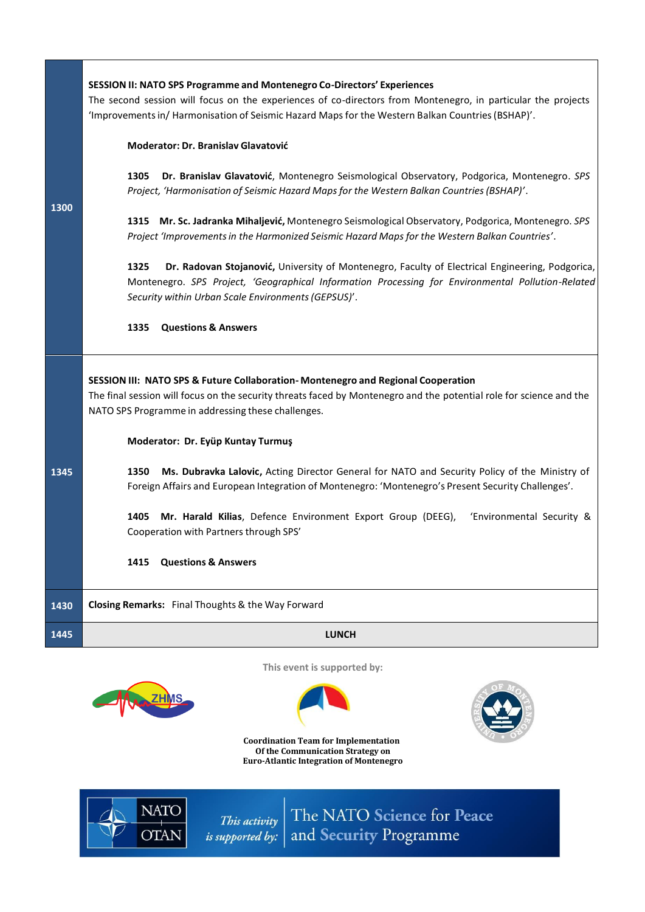| | |
|---|---|
| 1300 | **SESSION II: NATO SPS Programme and Montenegro Co-Directors' Experiences**<br>The second session will focus on the experiences of co-directors from Montenegro, in particular the projects 'Improvements in/ Harmonisation of Seismic Hazard Maps for the Western Balkan Countries (BSHAP)'.<br><br>**Moderator: Dr. Branislav Glavatović**<br><br>**1305 Dr. Branislav Glavatović**, Montenegro Seismological Observatory, Podgorica, Montenegro. *SPS Project, 'Harmonisation of Seismic Hazard Maps for the Western Balkan Countries (BSHAP)'*.<br><br>**1315 Mr. Sc. Jadranka Mihaljević,** Montenegro Seismological Observatory, Podgorica, Montenegro. *SPS Project 'Improvements in the Harmonized Seismic Hazard Maps for the Western Balkan Countries'*.<br><br>**1325 Dr. Radovan Stojanović,** University of Montenegro, Faculty of Electrical Engineering, Podgorica, Montenegro. *SPS Project, 'Geographical Information Processing for Environmental Pollution-Related Security within Urban Scale Environments (GEPSUS)'*.<br><br>**1335 Questions & Answers** |
| 1345 | **SESSION III: NATO SPS & Future Collaboration- Montenegro and Regional Cooperation**<br>The final session will focus on the security threats faced by Montenegro and the potential role for science and the NATO SPS Programme in addressing these challenges.<br><br>**Moderator: Dr. Eyüp Kuntay Turmuş**<br><br>**1350 Ms. Dubravka Lalovic,** Acting Director General for NATO and Security Policy of the Ministry of Foreign Affairs and European Integration of Montenegro: 'Montenegro's Present Security Challenges'.<br><br>**1405 Mr. Harald Kilias**, Defence Environment Export Group (DEEG), 'Environmental Security & Cooperation with Partners through SPS'<br><br>**1415 Questions & Answers** |
| 1430 | **Closing Remarks:** Final Thoughts & the Way Forward |
| 1445 | **LUNCH** |

This event is supported by:

ZHMS

**Coordination Team for Implementation Of the Communication Strategy on Euro-Atlantic Integration of Montenegro**

UNIVERSITY OF MONTENEGRO

NATO OTAN — *This activity is supported by:* The NATO Science for Peace and Security Programme